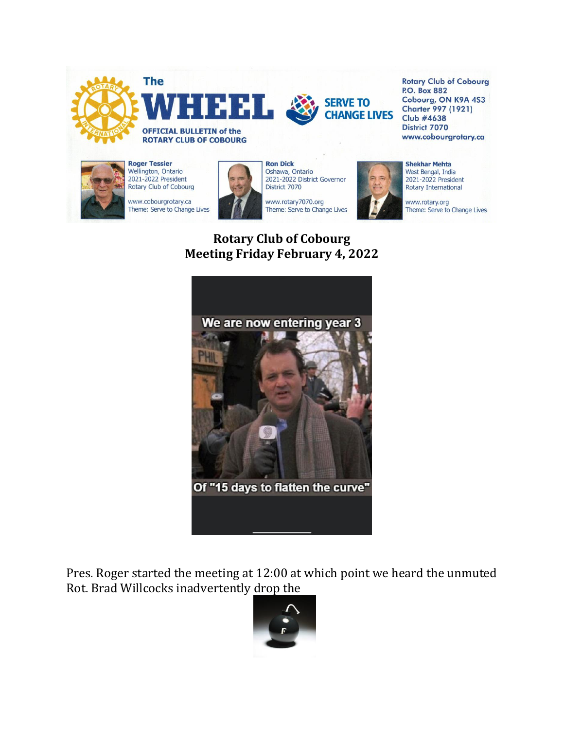# The WHEEL

**OFFICIAL BULLETIN of the ROTARY CLUB OF COBOURG**

**SERVE TO CHANGE LIVES**

**Rotary Club of Cobourg**
**P.O. Box 882**
**Cobourg, ON K9A 4S3**
**Charter 997 (1921)**
**Club #4638**
**District 7070**
**www.cobourgrotary.ca**

**Roger Tessier**
Wellington, Ontario
2021-2022 President
Rotary Club of Cobourg
www.cobourgrotary.ca
Theme: Serve to Change Lives

**Ron Dick**
Oshawa, Ontario
2021-2022 District Governor
District 7070
www.rotary7070.org
Theme: Serve to Change Lives

**Shekhar Mehta**
West Bengal, India
2021-2022 President
Rotary International
www.rotary.org
Theme: Serve to Change Lives

## Rotary Club of Cobourg
## Meeting Friday February 4, 2022

We are now entering year 3

Of "15 days to flatten the curve"

Pres. Roger started the meeting at 12:00 at which point we heard the unmuted Rot. Brad Willcocks inadvertently drop the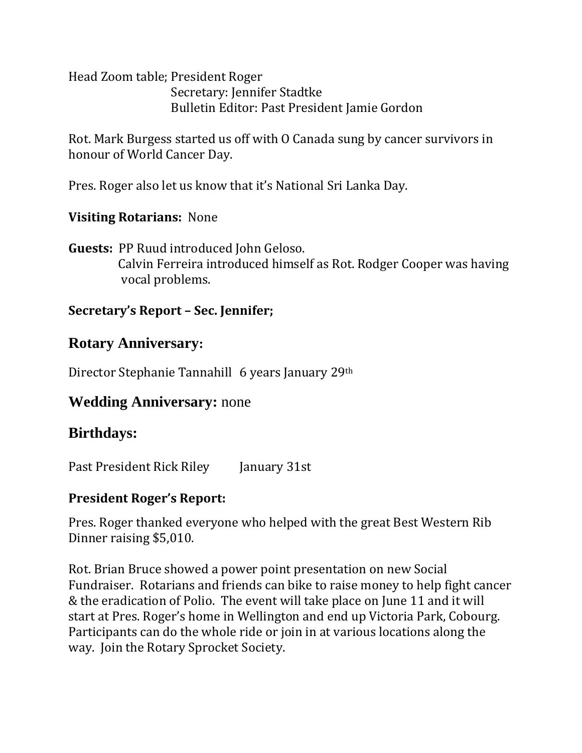Head Zoom table; President Roger
Secretary: Jennifer Stadtke
Bulletin Editor: Past President Jamie Gordon

Rot. Mark Burgess started us off with O Canada sung by cancer survivors in honour of World Cancer Day.

Pres. Roger also let us know that it's National Sri Lanka Day.

**Visiting Rotarians:** None

**Guests:** PP Ruud introduced John Geloso.
Calvin Ferreira introduced himself as Rot. Rodger Cooper was having vocal problems.

**Secretary's Report – Sec. Jennifer;**

## Rotary Anniversary:

Director Stephanie Tannahill 6 years January 29th

## Wedding Anniversary: none

## Birthdays:

Past President Rick Riley January 31st

**President Roger's Report:**

Pres. Roger thanked everyone who helped with the great Best Western Rib Dinner raising $5,010.

Rot. Brian Bruce showed a power point presentation on new Social Fundraiser. Rotarians and friends can bike to raise money to help fight cancer & the eradication of Polio. The event will take place on June 11 and it will start at Pres. Roger's home in Wellington and end up Victoria Park, Cobourg. Participants can do the whole ride or join in at various locations along the way. Join the Rotary Sprocket Society.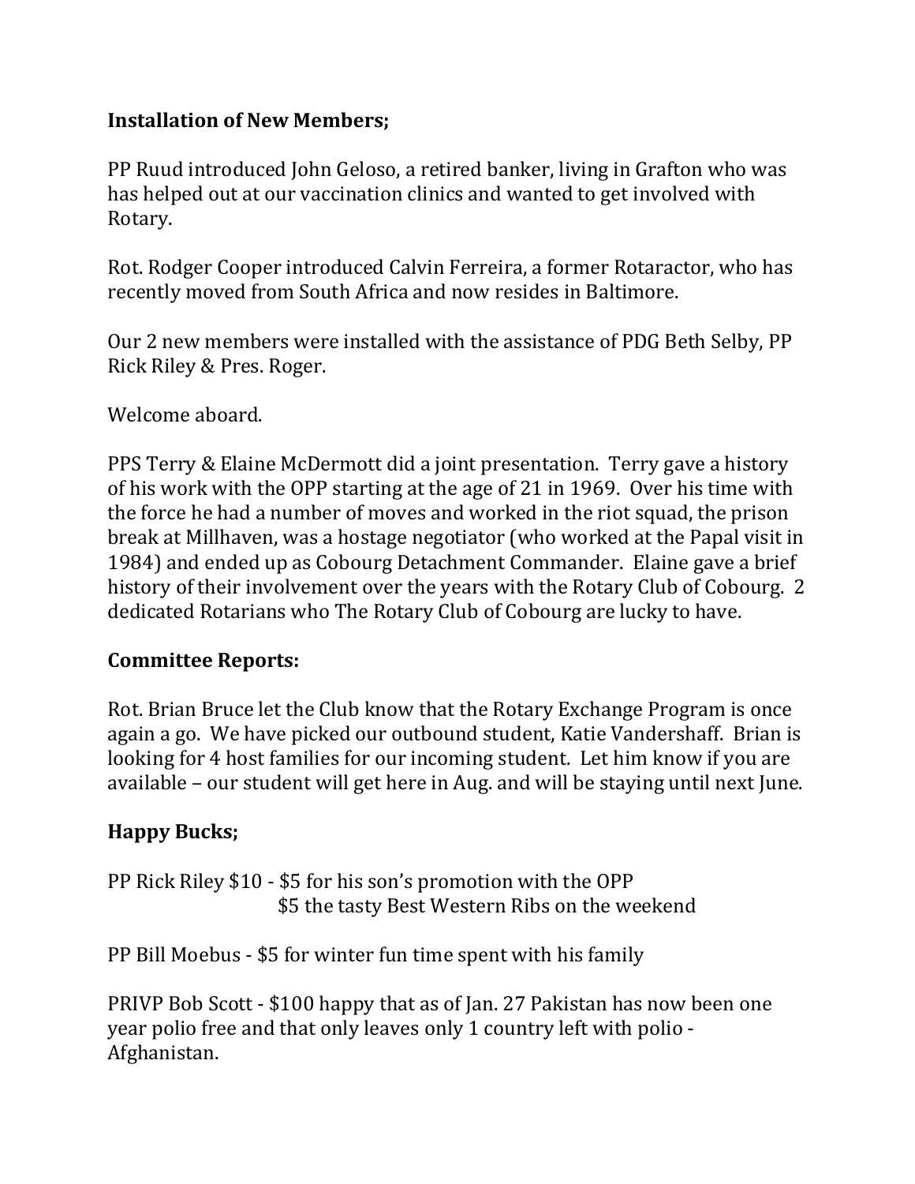**Installation of New Members;**

PP Ruud introduced John Geloso, a retired banker, living in Grafton who was has helped out at our vaccination clinics and wanted to get involved with Rotary.

Rot. Rodger Cooper introduced Calvin Ferreira, a former Rotaractor, who has recently moved from South Africa and now resides in Baltimore.

Our 2 new members were installed with the assistance of PDG Beth Selby, PP Rick Riley & Pres. Roger.

Welcome aboard.

PPS Terry & Elaine McDermott did a joint presentation. Terry gave a history of his work with the OPP starting at the age of 21 in 1969. Over his time with the force he had a number of moves and worked in the riot squad, the prison break at Millhaven, was a hostage negotiator (who worked at the Papal visit in 1984) and ended up as Cobourg Detachment Commander. Elaine gave a brief history of their involvement over the years with the Rotary Club of Cobourg. 2 dedicated Rotarians who The Rotary Club of Cobourg are lucky to have.

**Committee Reports:**

Rot. Brian Bruce let the Club know that the Rotary Exchange Program is once again a go. We have picked our outbound student, Katie Vandershaff. Brian is looking for 4 host families for our incoming student. Let him know if you are available – our student will get here in Aug. and will be staying until next June.

**Happy Bucks;**

PP Rick Riley $10 - $5 for his son's promotion with the OPP
$5 the tasty Best Western Ribs on the weekend

PP Bill Moebus - $5 for winter fun time spent with his family

PRIVP Bob Scott - $100 happy that as of Jan. 27 Pakistan has now been one year polio free and that only leaves only 1 country left with polio - Afghanistan.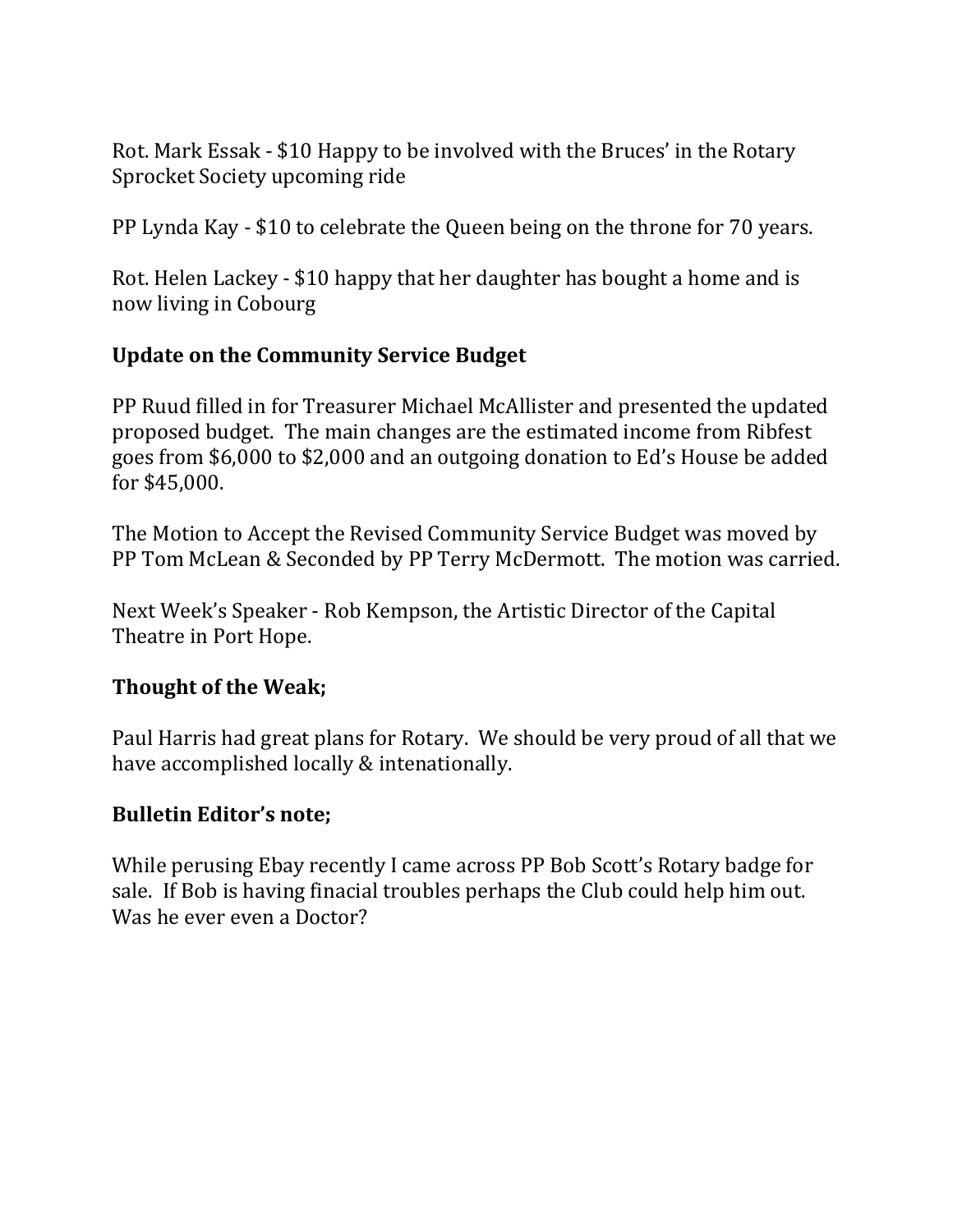Rot. Mark Essak - $10 Happy to be involved with the Bruces' in the Rotary Sprocket Society upcoming ride

PP Lynda Kay - $10 to celebrate the Queen being on the throne for 70 years.

Rot. Helen Lackey - $10 happy that her daughter has bought a home and is now living in Cobourg

**Update on the Community Service Budget**

PP Ruud filled in for Treasurer Michael McAllister and presented the updated proposed budget. The main changes are the estimated income from Ribfest goes from $6,000 to $2,000 and an outgoing donation to Ed's House be added for $45,000.

The Motion to Accept the Revised Community Service Budget was moved by PP Tom McLean & Seconded by PP Terry McDermott. The motion was carried.

Next Week's Speaker - Rob Kempson, the Artistic Director of the Capital Theatre in Port Hope.

**Thought of the Weak;**

Paul Harris had great plans for Rotary. We should be very proud of all that we have accomplished locally & intenationally.

**Bulletin Editor's note;**

While perusing Ebay recently I came across PP Bob Scott's Rotary badge for sale. If Bob is having finacial troubles perhaps the Club could help him out. Was he ever even a Doctor?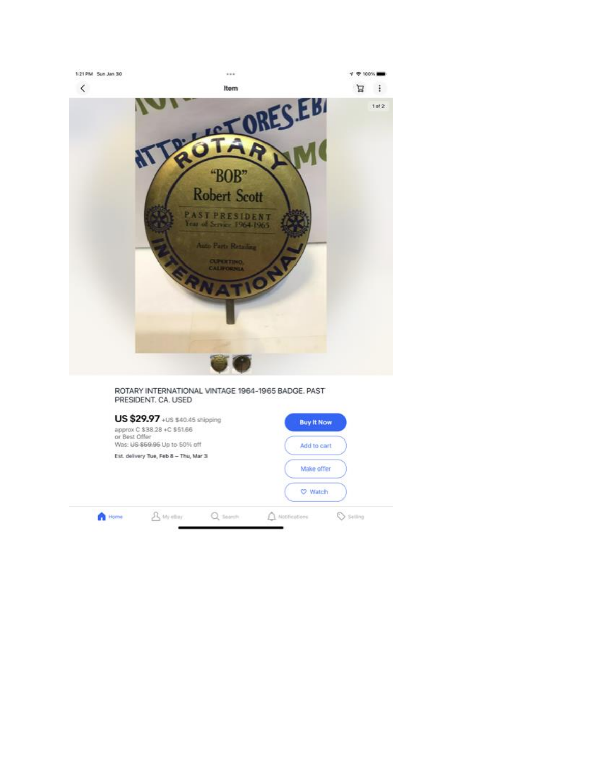1:21 PM Sun Jan 30

Item

1 of 2

ROTARY INTERNATIONAL

"BOB"

Robert Scott

PAST PRESIDENT

Year of Service 1964-1965

Auto Parts Retailing

CUPERTINO, CALIFORNIA

ROTARY INTERNATIONAL VINTAGE 1964-1965 BADGE. PAST PRESIDENT. CA. USED

**US $29.97** +US $40.45 shipping

approx C $38.28 +C $51.66

or Best Offer

Was: ~~US $59.95~~ Up to 50% off

Est. delivery Tue, Feb 8 – Thu, Mar 3

Buy It Now

Add to cart

Make offer

Watch

Home My eBay Search Notifications Selling